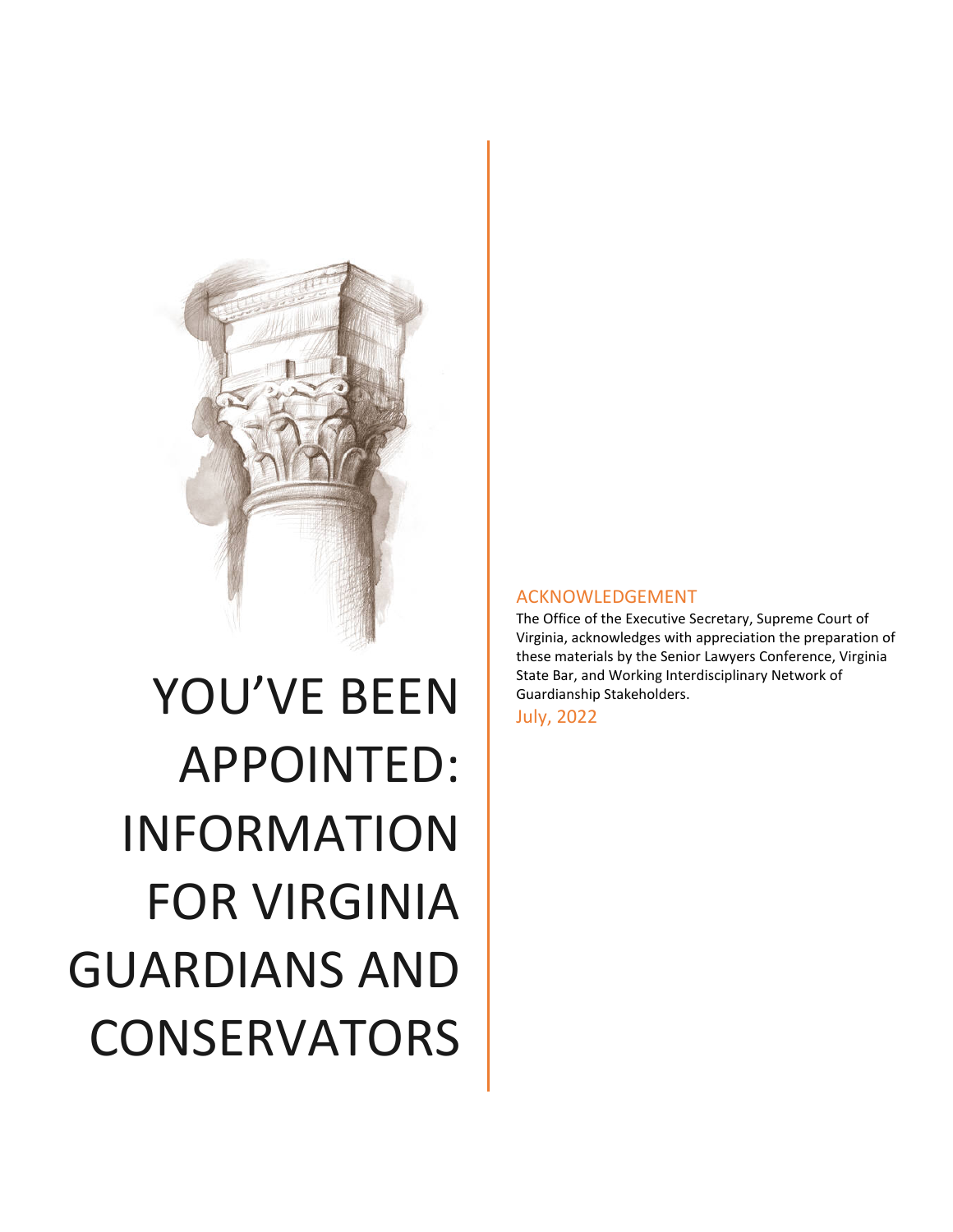# YOU'VE BEEN APPOINTED: INFORMATION FOR VIRGINIA GUARDIANS AND CONSERVATORS

## ACKNOWLEDGEMENT

The Office of the Executive Secretary, Supreme Court of Virginia, acknowledges with appreciation the preparation of these materials by the Senior Lawyers Conference, Virginia State Bar, and Working Interdisciplinary Network of Guardianship Stakeholders.

July, 2022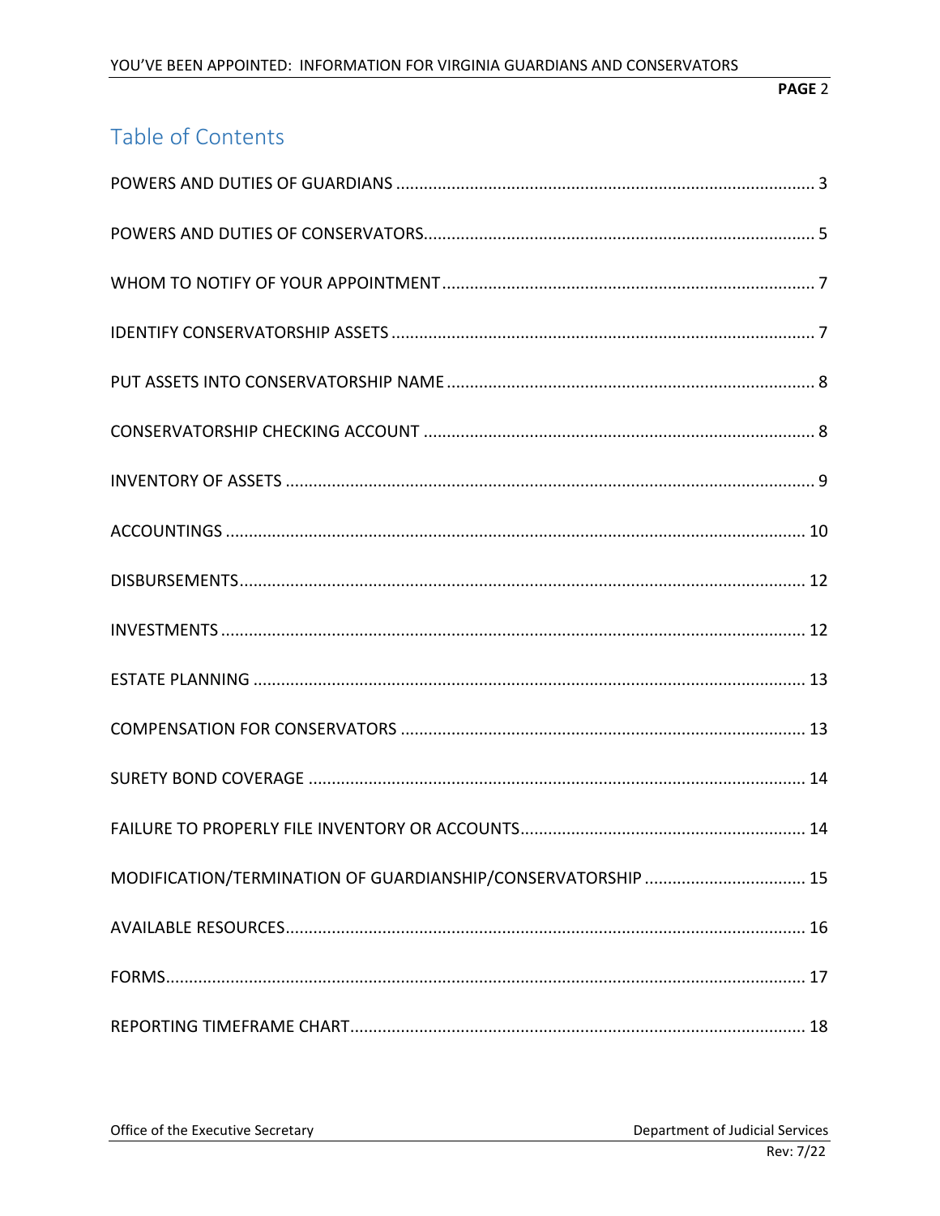# Table of Contents

POWERS AND DUTIES OF GUARDIANS ........................................................................................ 3

POWERS AND DUTIES OF CONSERVATORS................................................................................... 5

WHOM TO NOTIFY OF YOUR APPOINTMENT ............................................................................... 7

IDENTIFY CONSERVATORSHIP ASSETS .......................................................................................... 7

PUT ASSETS INTO CONSERVATORSHIP NAME .............................................................................. 8

CONSERVATORSHIP CHECKING ACCOUNT ................................................................................... 8

INVENTORY OF ASSETS ................................................................................................................. 9

ACCOUNTINGS ........................................................................................................................... 10

DISBURSEMENTS........................................................................................................................ 12

INVESTMENTS ............................................................................................................................ 12

ESTATE PLANNING ...................................................................................................................... 13

COMPENSATION FOR CONSERVATORS ...................................................................................... 13

SURETY BOND COVERAGE .......................................................................................................... 14

FAILURE TO PROPERLY FILE INVENTORY OR ACCOUNTS............................................................ 14

MODIFICATION/TERMINATION OF GUARDIANSHIP/CONSERVATORSHIP .................................. 15

AVAILABLE RESOURCES............................................................................................................... 16

FORMS........................................................................................................................................ 17

REPORTING TIMEFRAME CHART................................................................................................. 18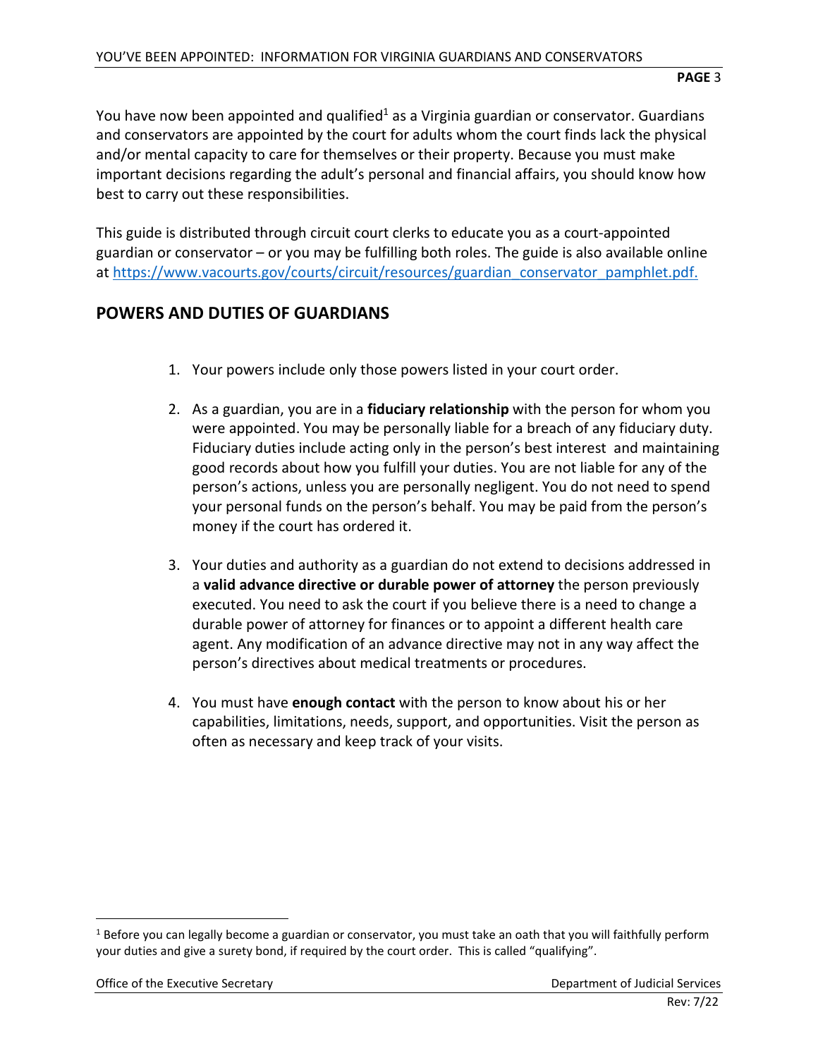You have now been appointed and qualified[1] as a Virginia guardian or conservator. Guardians and conservators are appointed by the court for adults whom the court finds lack the physical and/or mental capacity to care for themselves or their property. Because you must make important decisions regarding the adult's personal and financial affairs, you should know how best to carry out these responsibilities.

This guide is distributed through circuit court clerks to educate you as a court-appointed guardian or conservator – or you may be fulfilling both roles. The guide is also available online at [https://www.vacourts.gov/courts/circuit/resources/guardian_conservator_pamphlet.pdf.](https://www.vacourts.gov/courts/circuit/resources/guardian_conservator_pamphlet.pdf)

## POWERS AND DUTIES OF GUARDIANS

1. Your powers include only those powers listed in your court order.

2. As a guardian, you are in a **fiduciary relationship** with the person for whom you were appointed. You may be personally liable for a breach of any fiduciary duty. Fiduciary duties include acting only in the person's best interest and maintaining good records about how you fulfill your duties. You are not liable for any of the person's actions, unless you are personally negligent. You do not need to spend your personal funds on the person's behalf. You may be paid from the person's money if the court has ordered it.

3. Your duties and authority as a guardian do not extend to decisions addressed in a **valid advance directive or durable power of attorney** the person previously executed. You need to ask the court if you believe there is a need to change a durable power of attorney for finances or to appoint a different health care agent. Any modification of an advance directive may not in any way affect the person's directives about medical treatments or procedures.

4. You must have **enough contact** with the person to know about his or her capabilities, limitations, needs, support, and opportunities. Visit the person as often as necessary and keep track of your visits.

---

[1] Before you can legally become a guardian or conservator, you must take an oath that you will faithfully perform your duties and give a surety bond, if required by the court order. This is called "qualifying".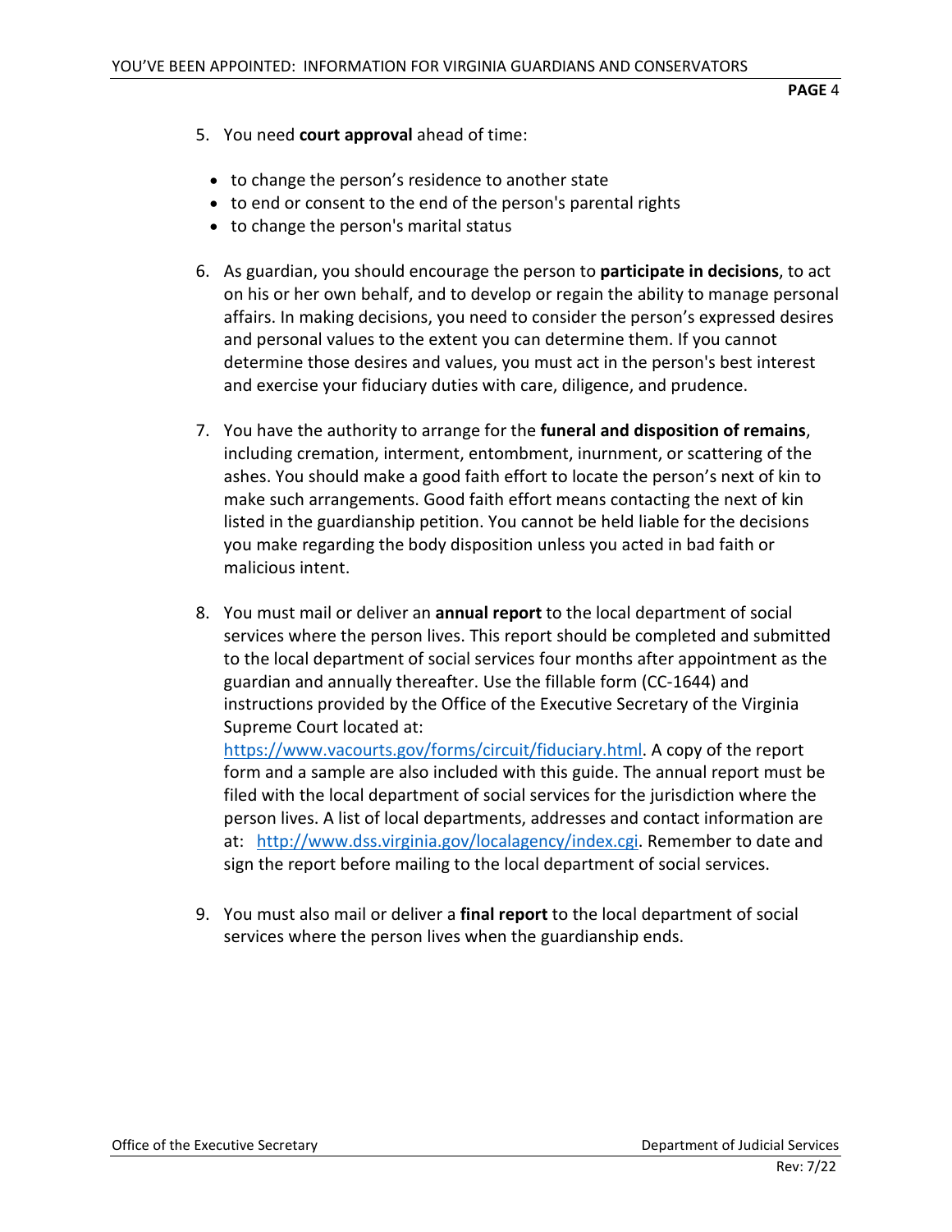5. You need **court approval** ahead of time:

   - to change the person's residence to another state
   - to end or consent to the end of the person's parental rights
   - to change the person's marital status

6. As guardian, you should encourage the person to **participate in decisions**, to act on his or her own behalf, and to develop or regain the ability to manage personal affairs. In making decisions, you need to consider the person's expressed desires and personal values to the extent you can determine them. If you cannot determine those desires and values, you must act in the person's best interest and exercise your fiduciary duties with care, diligence, and prudence.

7. You have the authority to arrange for the **funeral and disposition of remains**, including cremation, interment, entombment, inurnment, or scattering of the ashes. You should make a good faith effort to locate the person's next of kin to make such arrangements. Good faith effort means contacting the next of kin listed in the guardianship petition. You cannot be held liable for the decisions you make regarding the body disposition unless you acted in bad faith or malicious intent.

8. You must mail or deliver an **annual report** to the local department of social services where the person lives. This report should be completed and submitted to the local department of social services four months after appointment as the guardian and annually thereafter. Use the fillable form (CC-1644) and instructions provided by the Office of the Executive Secretary of the Virginia Supreme Court located at: https://www.vacourts.gov/forms/circuit/fiduciary.html. A copy of the report form and a sample are also included with this guide. The annual report must be filed with the local department of social services for the jurisdiction where the person lives. A list of local departments, addresses and contact information are at: http://www.dss.virginia.gov/localagency/index.cgi. Remember to date and sign the report before mailing to the local department of social services.

9. You must also mail or deliver a **final report** to the local department of social services where the person lives when the guardianship ends.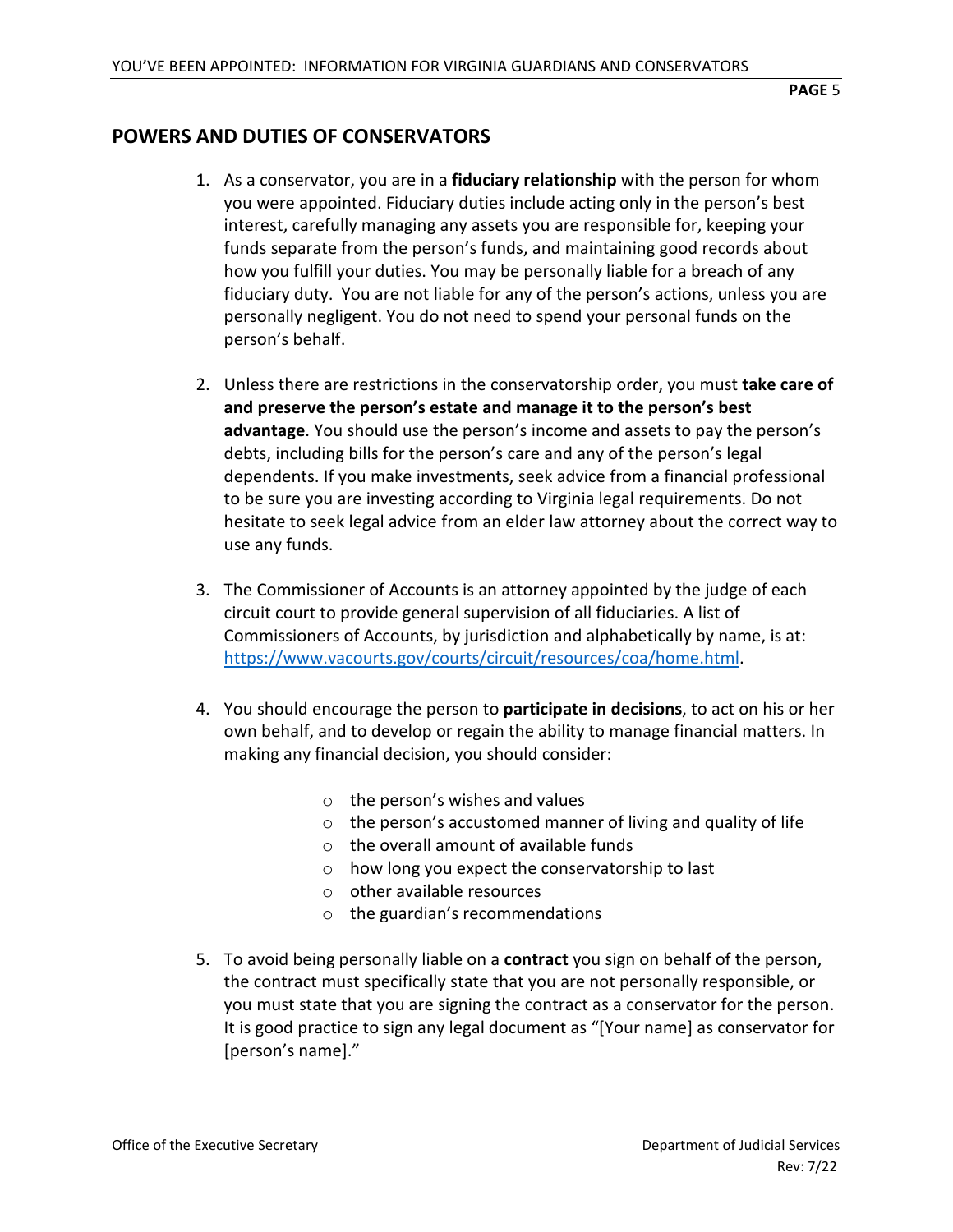## POWERS AND DUTIES OF CONSERVATORS

1. As a conservator, you are in a **fiduciary relationship** with the person for whom you were appointed. Fiduciary duties include acting only in the person's best interest, carefully managing any assets you are responsible for, keeping your funds separate from the person's funds, and maintaining good records about how you fulfill your duties. You may be personally liable for a breach of any fiduciary duty. You are not liable for any of the person's actions, unless you are personally negligent. You do not need to spend your personal funds on the person's behalf.

2. Unless there are restrictions in the conservatorship order, you must **take care of and preserve the person's estate and manage it to the person's best advantage**. You should use the person's income and assets to pay the person's debts, including bills for the person's care and any of the person's legal dependents. If you make investments, seek advice from a financial professional to be sure you are investing according to Virginia legal requirements. Do not hesitate to seek legal advice from an elder law attorney about the correct way to use any funds.

3. The Commissioner of Accounts is an attorney appointed by the judge of each circuit court to provide general supervision of all fiduciaries. A list of Commissioners of Accounts, by jurisdiction and alphabetically by name, is at: https://www.vacourts.gov/courts/circuit/resources/coa/home.html.

4. You should encourage the person to **participate in decisions**, to act on his or her own behalf, and to develop or regain the ability to manage financial matters. In making any financial decision, you should consider:

   - the person's wishes and values
   - the person's accustomed manner of living and quality of life
   - the overall amount of available funds
   - how long you expect the conservatorship to last
   - other available resources
   - the guardian's recommendations

5. To avoid being personally liable on a **contract** you sign on behalf of the person, the contract must specifically state that you are not personally responsible, or you must state that you are signing the contract as a conservator for the person. It is good practice to sign any legal document as "[Your name] as conservator for [person's name]."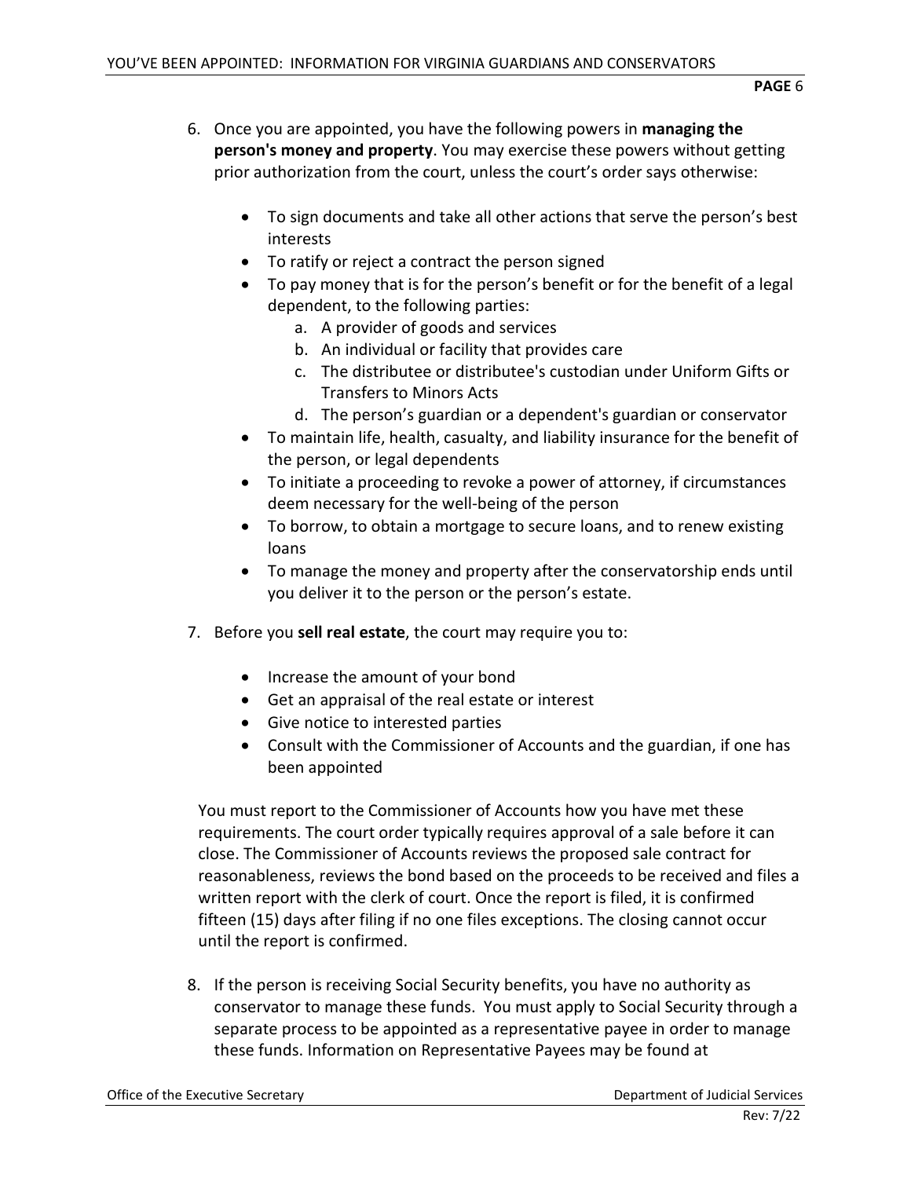6. Once you are appointed, you have the following powers in **managing the person's money and property**. You may exercise these powers without getting prior authorization from the court, unless the court's order says otherwise:

   - To sign documents and take all other actions that serve the person's best interests
   - To ratify or reject a contract the person signed
   - To pay money that is for the person's benefit or for the benefit of a legal dependent, to the following parties:
     a. A provider of goods and services
     b. An individual or facility that provides care
     c. The distributee or distributee's custodian under Uniform Gifts or Transfers to Minors Acts
     d. The person's guardian or a dependent's guardian or conservator
   - To maintain life, health, casualty, and liability insurance for the benefit of the person, or legal dependents
   - To initiate a proceeding to revoke a power of attorney, if circumstances deem necessary for the well-being of the person
   - To borrow, to obtain a mortgage to secure loans, and to renew existing loans
   - To manage the money and property after the conservatorship ends until you deliver it to the person or the person's estate.

7. Before you **sell real estate**, the court may require you to:

   - Increase the amount of your bond
   - Get an appraisal of the real estate or interest
   - Give notice to interested parties
   - Consult with the Commissioner of Accounts and the guardian, if one has been appointed

   You must report to the Commissioner of Accounts how you have met these requirements. The court order typically requires approval of a sale before it can close. The Commissioner of Accounts reviews the proposed sale contract for reasonableness, reviews the bond based on the proceeds to be received and files a written report with the clerk of court. Once the report is filed, it is confirmed fifteen (15) days after filing if no one files exceptions. The closing cannot occur until the report is confirmed.

8. If the person is receiving Social Security benefits, you have no authority as conservator to manage these funds. You must apply to Social Security through a separate process to be appointed as a representative payee in order to manage these funds. Information on Representative Payees may be found at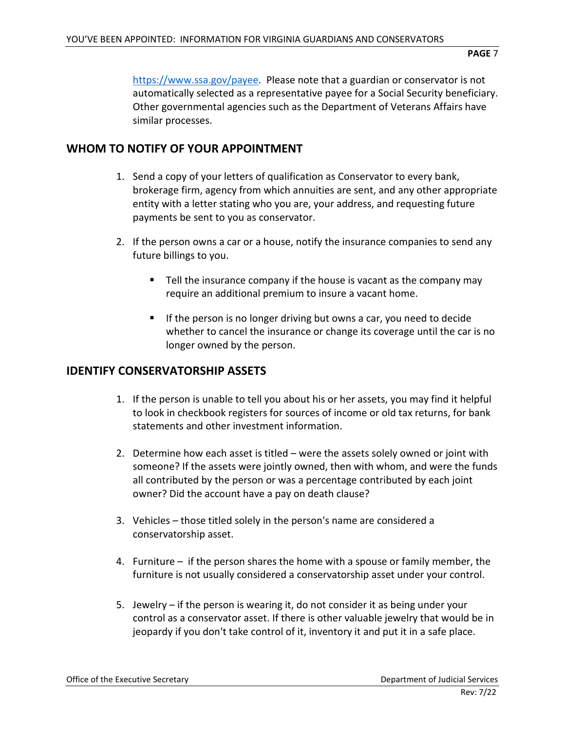https://www.ssa.gov/payee. Please note that a guardian or conservator is not automatically selected as a representative payee for a Social Security beneficiary. Other governmental agencies such as the Department of Veterans Affairs have similar processes.

## WHOM TO NOTIFY OF YOUR APPOINTMENT

1. Send a copy of your letters of qualification as Conservator to every bank, brokerage firm, agency from which annuities are sent, and any other appropriate entity with a letter stating who you are, your address, and requesting future payments be sent to you as conservator.

2. If the person owns a car or a house, notify the insurance companies to send any future billings to you.

   - Tell the insurance company if the house is vacant as the company may require an additional premium to insure a vacant home.

   - If the person is no longer driving but owns a car, you need to decide whether to cancel the insurance or change its coverage until the car is no longer owned by the person.

## IDENTIFY CONSERVATORSHIP ASSETS

1. If the person is unable to tell you about his or her assets, you may find it helpful to look in checkbook registers for sources of income or old tax returns, for bank statements and other investment information.

2. Determine how each asset is titled – were the assets solely owned or joint with someone? If the assets were jointly owned, then with whom, and were the funds all contributed by the person or was a percentage contributed by each joint owner? Did the account have a pay on death clause?

3. Vehicles – those titled solely in the person's name are considered a conservatorship asset.

4. Furniture – if the person shares the home with a spouse or family member, the furniture is not usually considered a conservatorship asset under your control.

5. Jewelry – if the person is wearing it, do not consider it as being under your control as a conservator asset. If there is other valuable jewelry that would be in jeopardy if you don't take control of it, inventory it and put it in a safe place.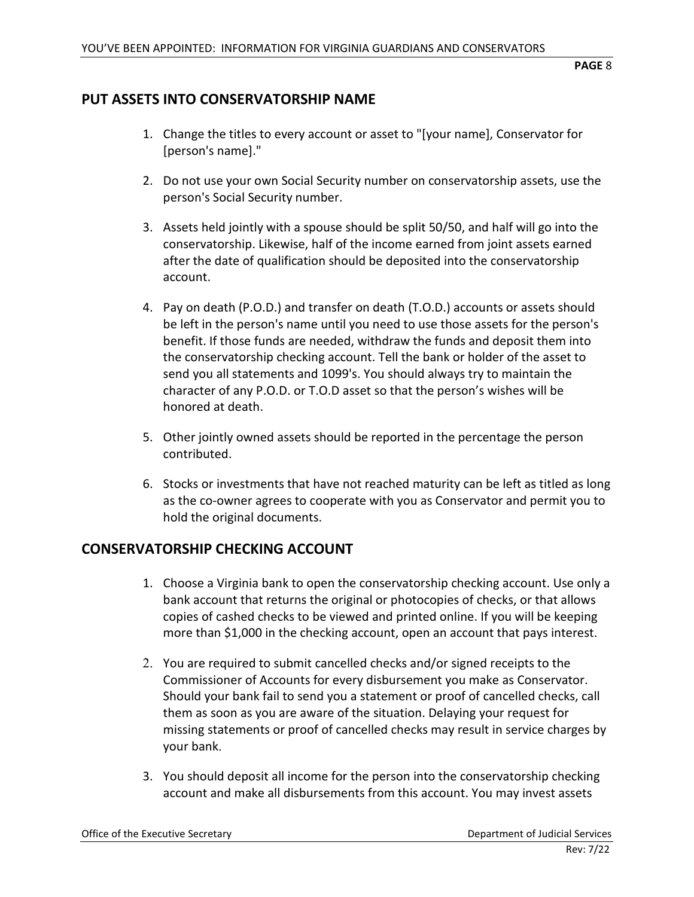## PUT ASSETS INTO CONSERVATORSHIP NAME

1. Change the titles to every account or asset to "[your name], Conservator for [person's name]."

2. Do not use your own Social Security number on conservatorship assets, use the person's Social Security number.

3. Assets held jointly with a spouse should be split 50/50, and half will go into the conservatorship. Likewise, half of the income earned from joint assets earned after the date of qualification should be deposited into the conservatorship account.

4. Pay on death (P.O.D.) and transfer on death (T.O.D.) accounts or assets should be left in the person's name until you need to use those assets for the person's benefit. If those funds are needed, withdraw the funds and deposit them into the conservatorship checking account. Tell the bank or holder of the asset to send you all statements and 1099's. You should always try to maintain the character of any P.O.D. or T.O.D asset so that the person's wishes will be honored at death.

5. Other jointly owned assets should be reported in the percentage the person contributed.

6. Stocks or investments that have not reached maturity can be left as titled as long as the co-owner agrees to cooperate with you as Conservator and permit you to hold the original documents.

## CONSERVATORSHIP CHECKING ACCOUNT

1. Choose a Virginia bank to open the conservatorship checking account. Use only a bank account that returns the original or photocopies of checks, or that allows copies of cashed checks to be viewed and printed online. If you will be keeping more than $1,000 in the checking account, open an account that pays interest.

2. You are required to submit cancelled checks and/or signed receipts to the Commissioner of Accounts for every disbursement you make as Conservator. Should your bank fail to send you a statement or proof of cancelled checks, call them as soon as you are aware of the situation. Delaying your request for missing statements or proof of cancelled checks may result in service charges by your bank.

3. You should deposit all income for the person into the conservatorship checking account and make all disbursements from this account. You may invest assets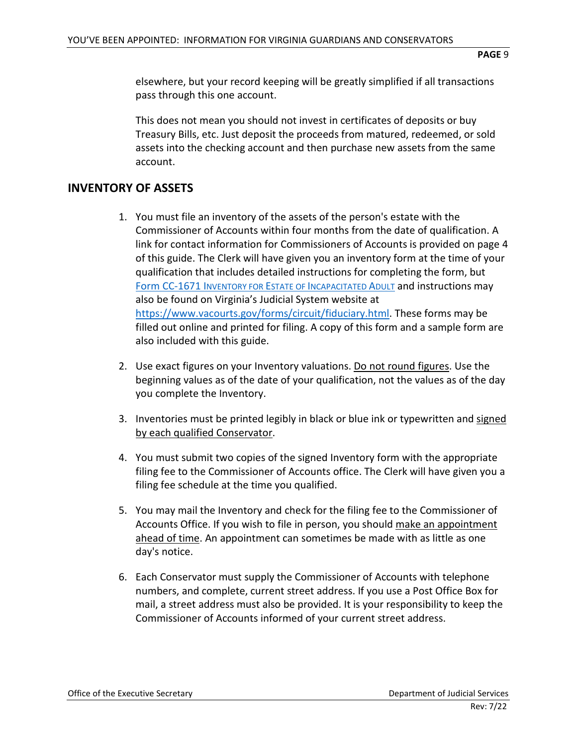elsewhere, but your record keeping will be greatly simplified if all transactions pass through this one account.

This does not mean you should not invest in certificates of deposits or buy Treasury Bills, etc. Just deposit the proceeds from matured, redeemed, or sold assets into the checking account and then purchase new assets from the same account.

## INVENTORY OF ASSETS

1. You must file an inventory of the assets of the person's estate with the Commissioner of Accounts within four months from the date of qualification. A link for contact information for Commissioners of Accounts is provided on page 4 of this guide. The Clerk will have given you an inventory form at the time of your qualification that includes detailed instructions for completing the form, but [Form CC-1671 Inventory for Estate of Incapacitated Adult]() and instructions may also be found on Virginia's Judicial System website at [https://www.vacourts.gov/forms/circuit/fiduciary.html](https://www.vacourts.gov/forms/circuit/fiduciary.html). These forms may be filled out online and printed for filing. A copy of this form and a sample form are also included with this guide.

2. Use exact figures on your Inventory valuations. <u>Do not round figures</u>. Use the beginning values as of the date of your qualification, not the values as of the day you complete the Inventory.

3. Inventories must be printed legibly in black or blue ink or typewritten and <u>signed by each qualified Conservator</u>.

4. You must submit two copies of the signed Inventory form with the appropriate filing fee to the Commissioner of Accounts office. The Clerk will have given you a filing fee schedule at the time you qualified.

5. You may mail the Inventory and check for the filing fee to the Commissioner of Accounts Office. If you wish to file in person, you should <u>make an appointment ahead of time</u>. An appointment can sometimes be made with as little as one day's notice.

6. Each Conservator must supply the Commissioner of Accounts with telephone numbers, and complete, current street address. If you use a Post Office Box for mail, a street address must also be provided. It is your responsibility to keep the Commissioner of Accounts informed of your current street address.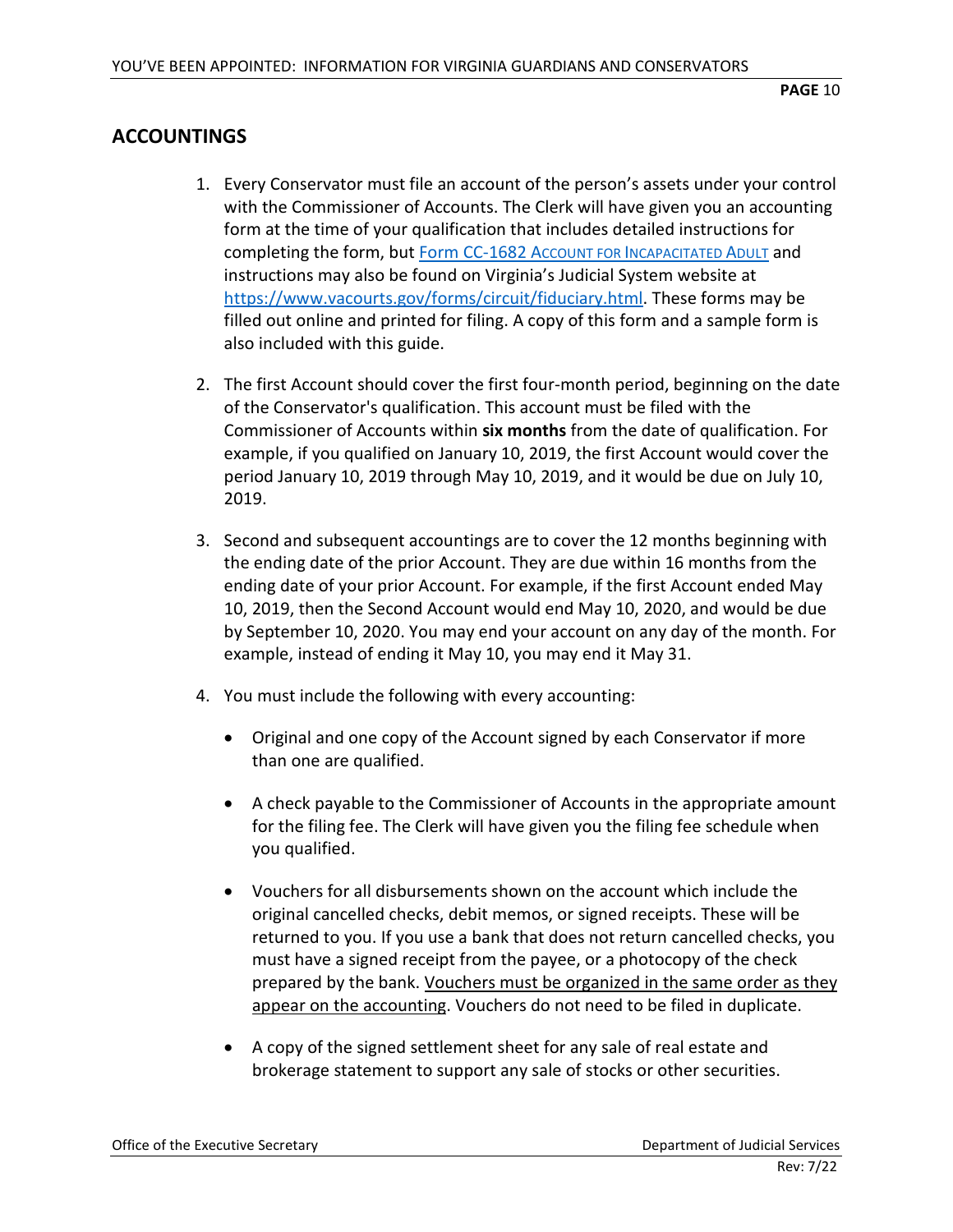## ACCOUNTINGS

1. Every Conservator must file an account of the person's assets under your control with the Commissioner of Accounts. The Clerk will have given you an accounting form at the time of your qualification that includes detailed instructions for completing the form, but [Form CC-1682 Account for Incapacitated Adult](https://www.vacourts.gov/forms/circuit/fiduciary.html) and instructions may also be found on Virginia's Judicial System website at [https://www.vacourts.gov/forms/circuit/fiduciary.html](https://www.vacourts.gov/forms/circuit/fiduciary.html). These forms may be filled out online and printed for filing. A copy of this form and a sample form is also included with this guide.

2. The first Account should cover the first four-month period, beginning on the date of the Conservator's qualification. This account must be filed with the Commissioner of Accounts within **six months** from the date of qualification. For example, if you qualified on January 10, 2019, the first Account would cover the period January 10, 2019 through May 10, 2019, and it would be due on July 10, 2019.

3. Second and subsequent accountings are to cover the 12 months beginning with the ending date of the prior Account. They are due within 16 months from the ending date of your prior Account. For example, if the first Account ended May 10, 2019, then the Second Account would end May 10, 2020, and would be due by September 10, 2020. You may end your account on any day of the month. For example, instead of ending it May 10, you may end it May 31.

4. You must include the following with every accounting:

   - Original and one copy of the Account signed by each Conservator if more than one are qualified.

   - A check payable to the Commissioner of Accounts in the appropriate amount for the filing fee. The Clerk will have given you the filing fee schedule when you qualified.

   - Vouchers for all disbursements shown on the account which include the original cancelled checks, debit memos, or signed receipts. These will be returned to you. If you use a bank that does not return cancelled checks, you must have a signed receipt from the payee, or a photocopy of the check prepared by the bank. <u>Vouchers must be organized in the same order as they appear on the accounting</u>. Vouchers do not need to be filed in duplicate.

   - A copy of the signed settlement sheet for any sale of real estate and brokerage statement to support any sale of stocks or other securities.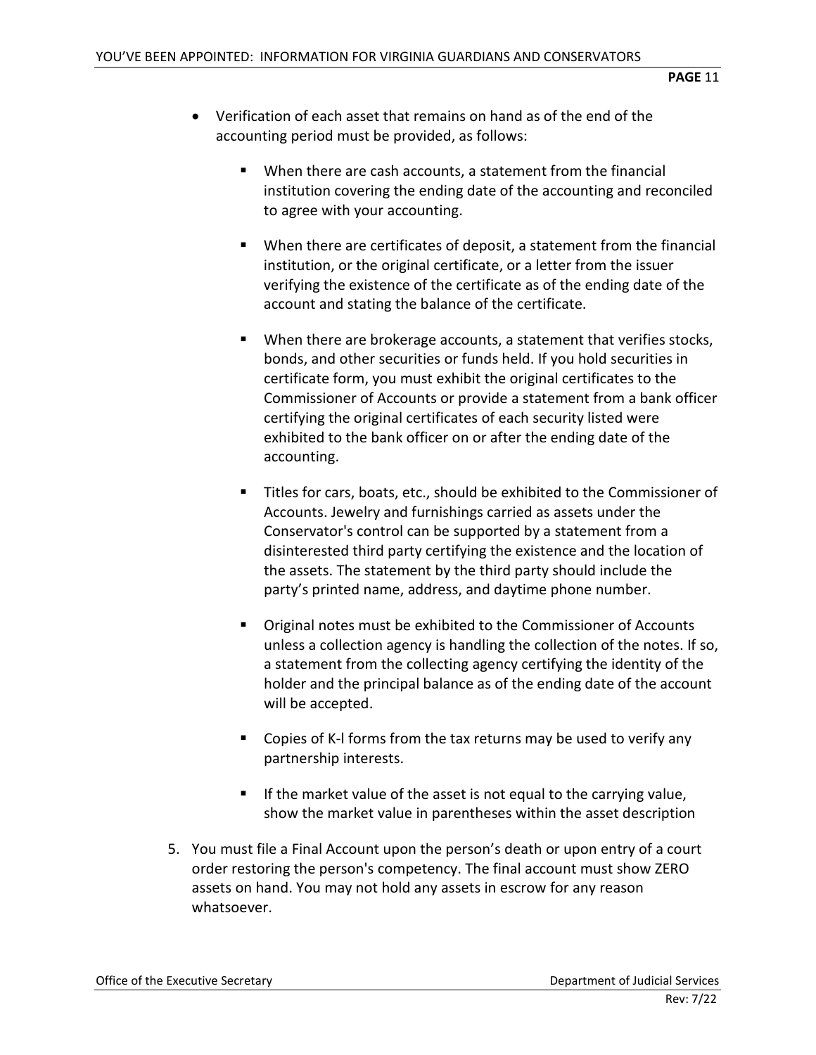- Verification of each asset that remains on hand as of the end of the accounting period must be provided, as follows:

    - When there are cash accounts, a statement from the financial institution covering the ending date of the accounting and reconciled to agree with your accounting.

    - When there are certificates of deposit, a statement from the financial institution, or the original certificate, or a letter from the issuer verifying the existence of the certificate as of the ending date of the account and stating the balance of the certificate.

    - When there are brokerage accounts, a statement that verifies stocks, bonds, and other securities or funds held. If you hold securities in certificate form, you must exhibit the original certificates to the Commissioner of Accounts or provide a statement from a bank officer certifying the original certificates of each security listed were exhibited to the bank officer on or after the ending date of the accounting.

    - Titles for cars, boats, etc., should be exhibited to the Commissioner of Accounts. Jewelry and furnishings carried as assets under the Conservator's control can be supported by a statement from a disinterested third party certifying the existence and the location of the assets. The statement by the third party should include the party's printed name, address, and daytime phone number.

    - Original notes must be exhibited to the Commissioner of Accounts unless a collection agency is handling the collection of the notes. If so, a statement from the collecting agency certifying the identity of the holder and the principal balance as of the ending date of the account will be accepted.

    - Copies of K-l forms from the tax returns may be used to verify any partnership interests.

    - If the market value of the asset is not equal to the carrying value, show the market value in parentheses within the asset description

5. You must file a Final Account upon the person's death or upon entry of a court order restoring the person's competency. The final account must show ZERO assets on hand. You may not hold any assets in escrow for any reason whatsoever.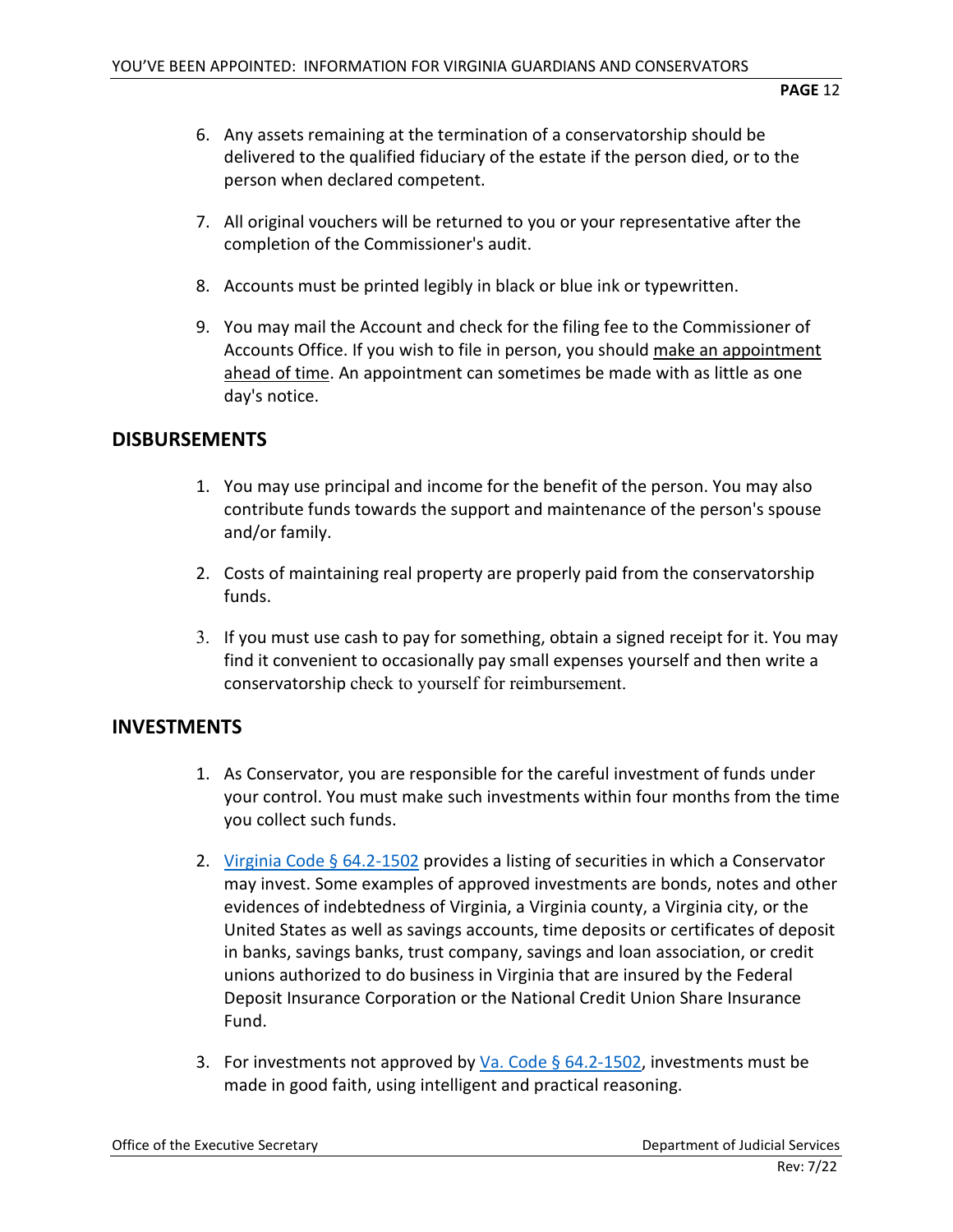6. Any assets remaining at the termination of a conservatorship should be delivered to the qualified fiduciary of the estate if the person died, or to the person when declared competent.

7. All original vouchers will be returned to you or your representative after the completion of the Commissioner's audit.

8. Accounts must be printed legibly in black or blue ink or typewritten.

9. You may mail the Account and check for the filing fee to the Commissioner of Accounts Office. If you wish to file in person, you should make an appointment ahead of time. An appointment can sometimes be made with as little as one day's notice.

## DISBURSEMENTS

1. You may use principal and income for the benefit of the person. You may also contribute funds towards the support and maintenance of the person's spouse and/or family.

2. Costs of maintaining real property are properly paid from the conservatorship funds.

3. If you must use cash to pay for something, obtain a signed receipt for it. You may find it convenient to occasionally pay small expenses yourself and then write a conservatorship check to yourself for reimbursement.

## INVESTMENTS

1. As Conservator, you are responsible for the careful investment of funds under your control. You must make such investments within four months from the time you collect such funds.

2. Virginia Code § 64.2-1502 provides a listing of securities in which a Conservator may invest. Some examples of approved investments are bonds, notes and other evidences of indebtedness of Virginia, a Virginia county, a Virginia city, or the United States as well as savings accounts, time deposits or certificates of deposit in banks, savings banks, trust company, savings and loan association, or credit unions authorized to do business in Virginia that are insured by the Federal Deposit Insurance Corporation or the National Credit Union Share Insurance Fund.

3. For investments not approved by Va. Code § 64.2-1502, investments must be made in good faith, using intelligent and practical reasoning.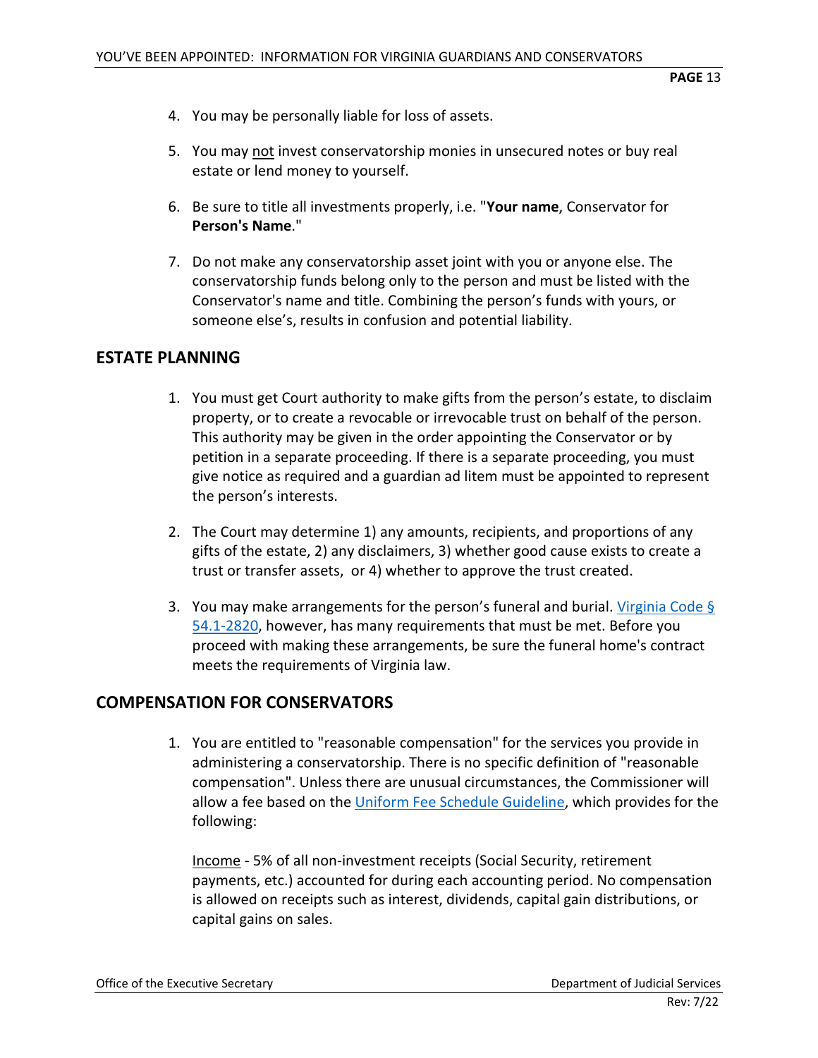4. You may be personally liable for loss of assets.

5. You may not invest conservatorship monies in unsecured notes or buy real estate or lend money to yourself.

6. Be sure to title all investments properly, i.e. "**Your name**, Conservator for **Person's Name**."

7. Do not make any conservatorship asset joint with you or anyone else. The conservatorship funds belong only to the person and must be listed with the Conservator's name and title. Combining the person's funds with yours, or someone else's, results in confusion and potential liability.

## ESTATE PLANNING

1. You must get Court authority to make gifts from the person's estate, to disclaim property, or to create a revocable or irrevocable trust on behalf of the person. This authority may be given in the order appointing the Conservator or by petition in a separate proceeding. If there is a separate proceeding, you must give notice as required and a guardian ad litem must be appointed to represent the person's interests.

2. The Court may determine 1) any amounts, recipients, and proportions of any gifts of the estate, 2) any disclaimers, 3) whether good cause exists to create a trust or transfer assets, or 4) whether to approve the trust created.

3. You may make arrangements for the person's funeral and burial. Virginia Code § 54.1-2820, however, has many requirements that must be met. Before you proceed with making these arrangements, be sure the funeral home's contract meets the requirements of Virginia law.

## COMPENSATION FOR CONSERVATORS

1. You are entitled to "reasonable compensation" for the services you provide in administering a conservatorship. There is no specific definition of "reasonable compensation". Unless there are unusual circumstances, the Commissioner will allow a fee based on the Uniform Fee Schedule Guideline, which provides for the following:

   Income - 5% of all non-investment receipts (Social Security, retirement payments, etc.) accounted for during each accounting period. No compensation is allowed on receipts such as interest, dividends, capital gain distributions, or capital gains on sales.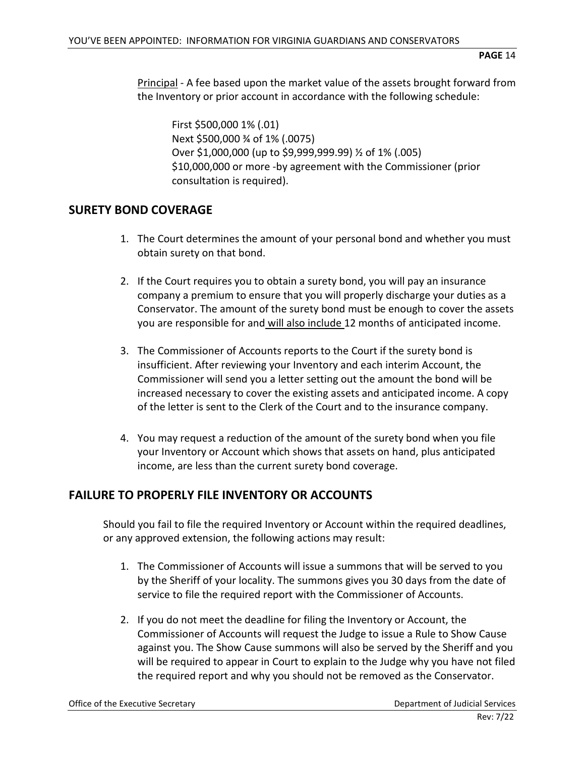Principal - A fee based upon the market value of the assets brought forward from the Inventory or prior account in accordance with the following schedule:

> First $500,000 1% (.01)
> Next $500,000 ¾ of 1% (.0075)
> Over $1,000,000 (up to $9,999,999.99) ½ of 1% (.005)
> $10,000,000 or more -by agreement with the Commissioner (prior consultation is required).

## SURETY BOND COVERAGE

1. The Court determines the amount of your personal bond and whether you must obtain surety on that bond.

2. If the Court requires you to obtain a surety bond, you will pay an insurance company a premium to ensure that you will properly discharge your duties as a Conservator. The amount of the surety bond must be enough to cover the assets you are responsible for and will also include 12 months of anticipated income.

3. The Commissioner of Accounts reports to the Court if the surety bond is insufficient. After reviewing your Inventory and each interim Account, the Commissioner will send you a letter setting out the amount the bond will be increased necessary to cover the existing assets and anticipated income. A copy of the letter is sent to the Clerk of the Court and to the insurance company.

4. You may request a reduction of the amount of the surety bond when you file your Inventory or Account which shows that assets on hand, plus anticipated income, are less than the current surety bond coverage.

## FAILURE TO PROPERLY FILE INVENTORY OR ACCOUNTS

Should you fail to file the required Inventory or Account within the required deadlines, or any approved extension, the following actions may result:

1. The Commissioner of Accounts will issue a summons that will be served to you by the Sheriff of your locality. The summons gives you 30 days from the date of service to file the required report with the Commissioner of Accounts.

2. If you do not meet the deadline for filing the Inventory or Account, the Commissioner of Accounts will request the Judge to issue a Rule to Show Cause against you. The Show Cause summons will also be served by the Sheriff and you will be required to appear in Court to explain to the Judge why you have not filed the required report and why you should not be removed as the Conservator.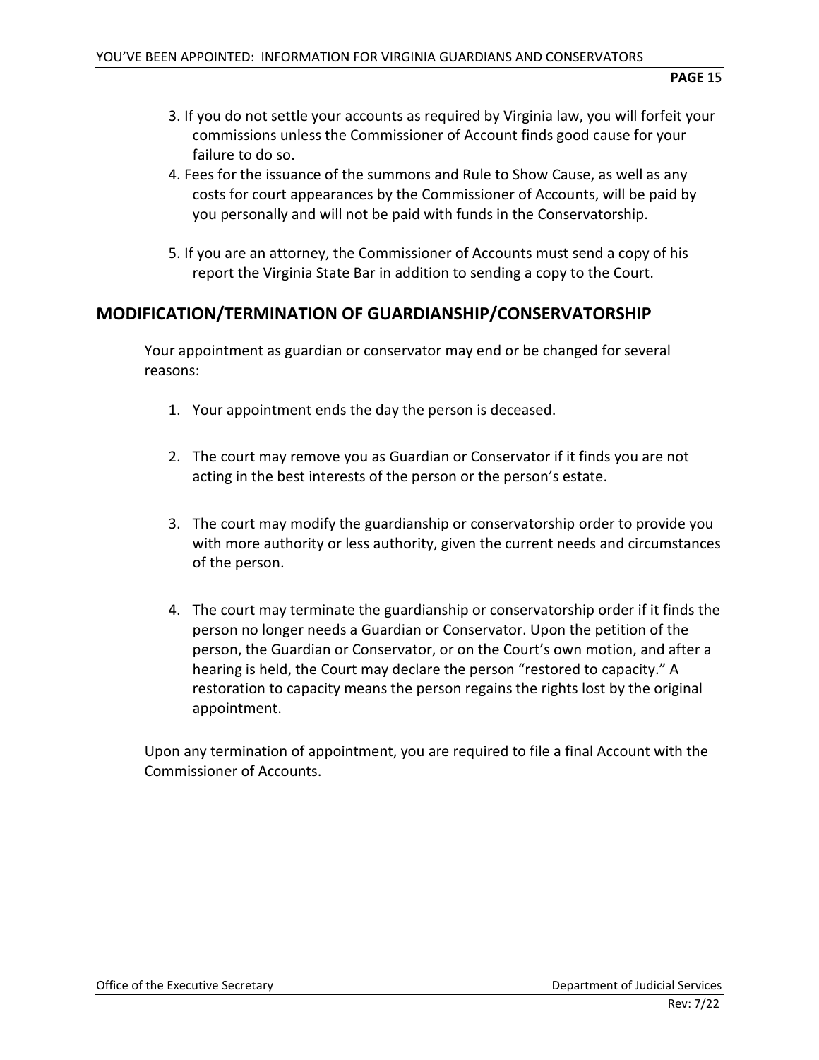3. If you do not settle your accounts as required by Virginia law, you will forfeit your commissions unless the Commissioner of Account finds good cause for your failure to do so.
4. Fees for the issuance of the summons and Rule to Show Cause, as well as any costs for court appearances by the Commissioner of Accounts, will be paid by you personally and will not be paid with funds in the Conservatorship.
5. If you are an attorney, the Commissioner of Accounts must send a copy of his report the Virginia State Bar in addition to sending a copy to the Court.

## MODIFICATION/TERMINATION OF GUARDIANSHIP/CONSERVATORSHIP

Your appointment as guardian or conservator may end or be changed for several reasons:

1. Your appointment ends the day the person is deceased.
2. The court may remove you as Guardian or Conservator if it finds you are not acting in the best interests of the person or the person's estate.
3. The court may modify the guardianship or conservatorship order to provide you with more authority or less authority, given the current needs and circumstances of the person.
4. The court may terminate the guardianship or conservatorship order if it finds the person no longer needs a Guardian or Conservator. Upon the petition of the person, the Guardian or Conservator, or on the Court's own motion, and after a hearing is held, the Court may declare the person "restored to capacity." A restoration to capacity means the person regains the rights lost by the original appointment.

Upon any termination of appointment, you are required to file a final Account with the Commissioner of Accounts.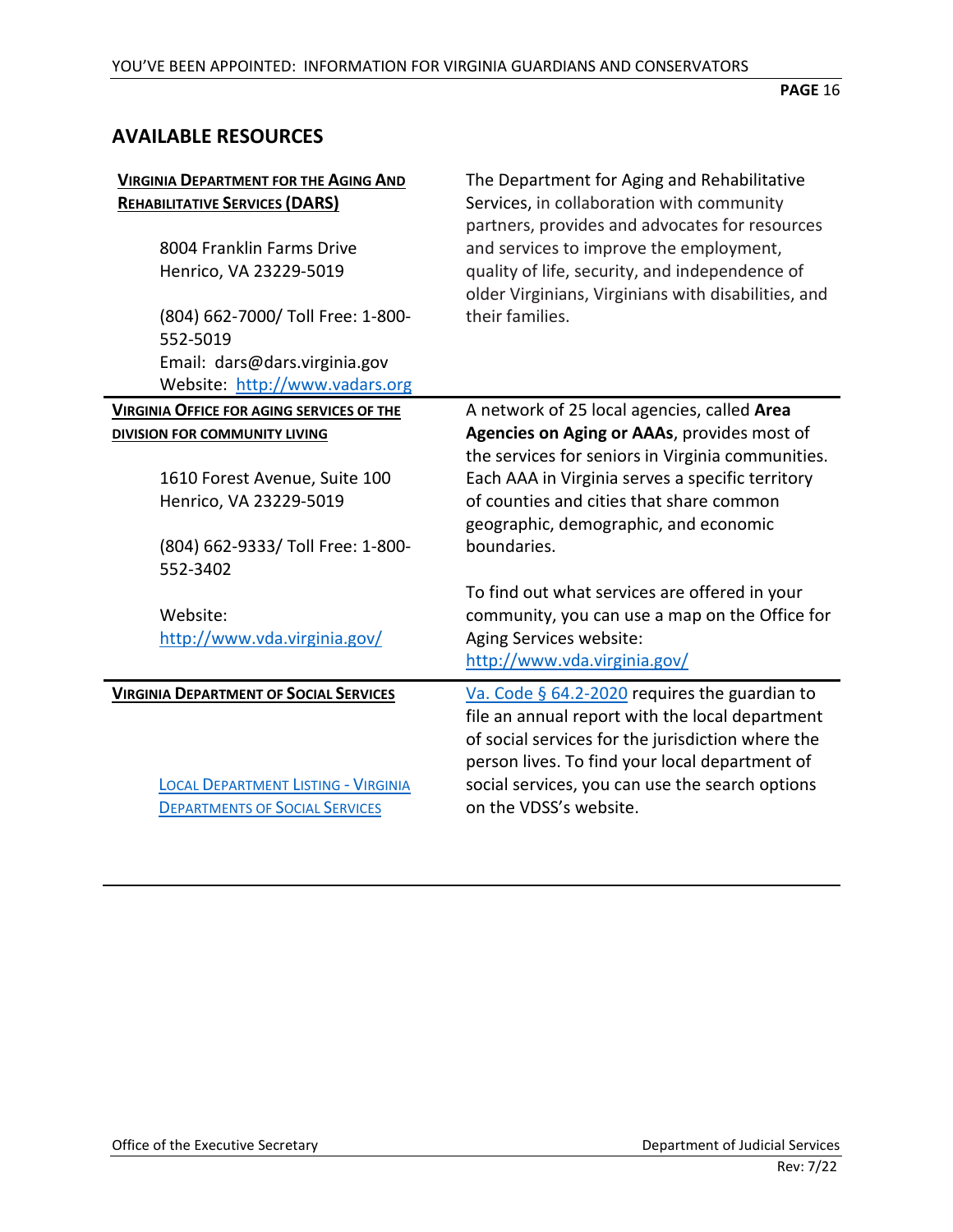## AVAILABLE RESOURCES

| | |
|---|---|
| **VIRGINIA DEPARTMENT FOR THE AGING AND REHABILITATIVE SERVICES (DARS)**<br><br>8004 Franklin Farms Drive<br>Henrico, VA 23229-5019<br><br>(804) 662-7000/ Toll Free: 1-800-552-5019<br>Email: dars@dars.virginia.gov<br>Website: http://www.vadars.org | The Department for Aging and Rehabilitative Services, in collaboration with community partners, provides and advocates for resources and services to improve the employment, quality of life, security, and independence of older Virginians, Virginians with disabilities, and their families. |
| **VIRGINIA OFFICE FOR AGING SERVICES OF THE DIVISION FOR COMMUNITY LIVING**<br><br>1610 Forest Avenue, Suite 100<br>Henrico, VA 23229-5019<br><br>(804) 662-9333/ Toll Free: 1-800-552-3402<br><br>Website:<br>http://www.vda.virginia.gov/ | A network of 25 local agencies, called **Area Agencies on Aging or AAAs**, provides most of the services for seniors in Virginia communities. Each AAA in Virginia serves a specific territory of counties and cities that share common geographic, demographic, and economic boundaries.<br><br>To find out what services are offered in your community, you can use a map on the Office for Aging Services website: http://www.vda.virginia.gov/ |
| **VIRGINIA DEPARTMENT OF SOCIAL SERVICES**<br><br>LOCAL DEPARTMENT LISTING - VIRGINIA DEPARTMENTS OF SOCIAL SERVICES | Va. Code § 64.2-2020 requires the guardian to file an annual report with the local department of social services for the jurisdiction where the person lives. To find your local department of social services, you can use the search options on the VDSS's website. |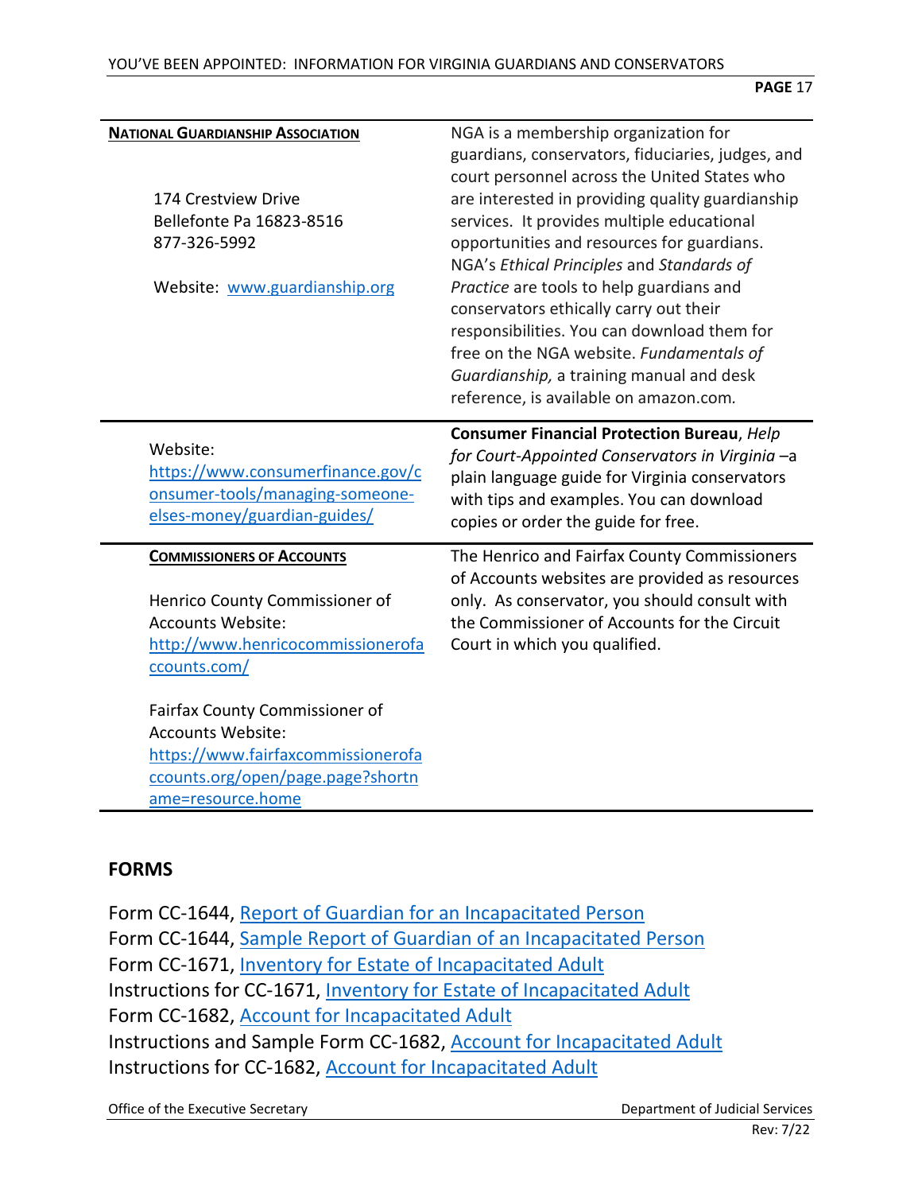| | |
|---|---|
| **NATIONAL GUARDIANSHIP ASSOCIATION**<br><br>174 Crestview Drive<br>Bellefonte Pa 16823-8516<br>877-326-5992<br><br>Website: [www.guardianship.org](www.guardianship.org) | NGA is a membership organization for guardians, conservators, fiduciaries, judges, and court personnel across the United States who are interested in providing quality guardianship services. It provides multiple educational opportunities and resources for guardians. NGA's *Ethical Principles* and *Standards of Practice* are tools to help guardians and conservators ethically carry out their responsibilities. You can download them for free on the NGA website. *Fundamentals of Guardianship,* a training manual and desk reference, is available on amazon.com. |
| Website:<br>[https://www.consumerfinance.gov/consumer-tools/managing-someone-elses-money/guardian-guides/](https://www.consumerfinance.gov/consumer-tools/managing-someone-elses-money/guardian-guides/) | **Consumer Financial Protection Bureau**, *Help for Court-Appointed Conservators in Virginia* –a plain language guide for Virginia conservators with tips and examples. You can download copies or order the guide for free. |
| **COMMISSIONERS OF ACCOUNTS**<br><br>Henrico County Commissioner of Accounts Website:<br>[http://www.henricocommissionerofaccounts.com/](http://www.henricocommissionerofaccounts.com/)<br><br>Fairfax County Commissioner of Accounts Website:<br>[https://www.fairfaxcommissionerofaccounts.org/open/page.page?shortname=resource.home](https://www.fairfaxcommissionerofaccounts.org/open/page.page?shortname=resource.home) | The Henrico and Fairfax County Commissioners of Accounts websites are provided as resources only. As conservator, you should consult with the Commissioner of Accounts for the Circuit Court in which you qualified. |

## FORMS

Form CC-1644, Report of Guardian for an Incapacitated Person
Form CC-1644, Sample Report of Guardian of an Incapacitated Person
Form CC-1671, Inventory for Estate of Incapacitated Adult
Instructions for CC-1671, Inventory for Estate of Incapacitated Adult
Form CC-1682, Account for Incapacitated Adult
Instructions and Sample Form CC-1682, Account for Incapacitated Adult
Instructions for CC-1682, Account for Incapacitated Adult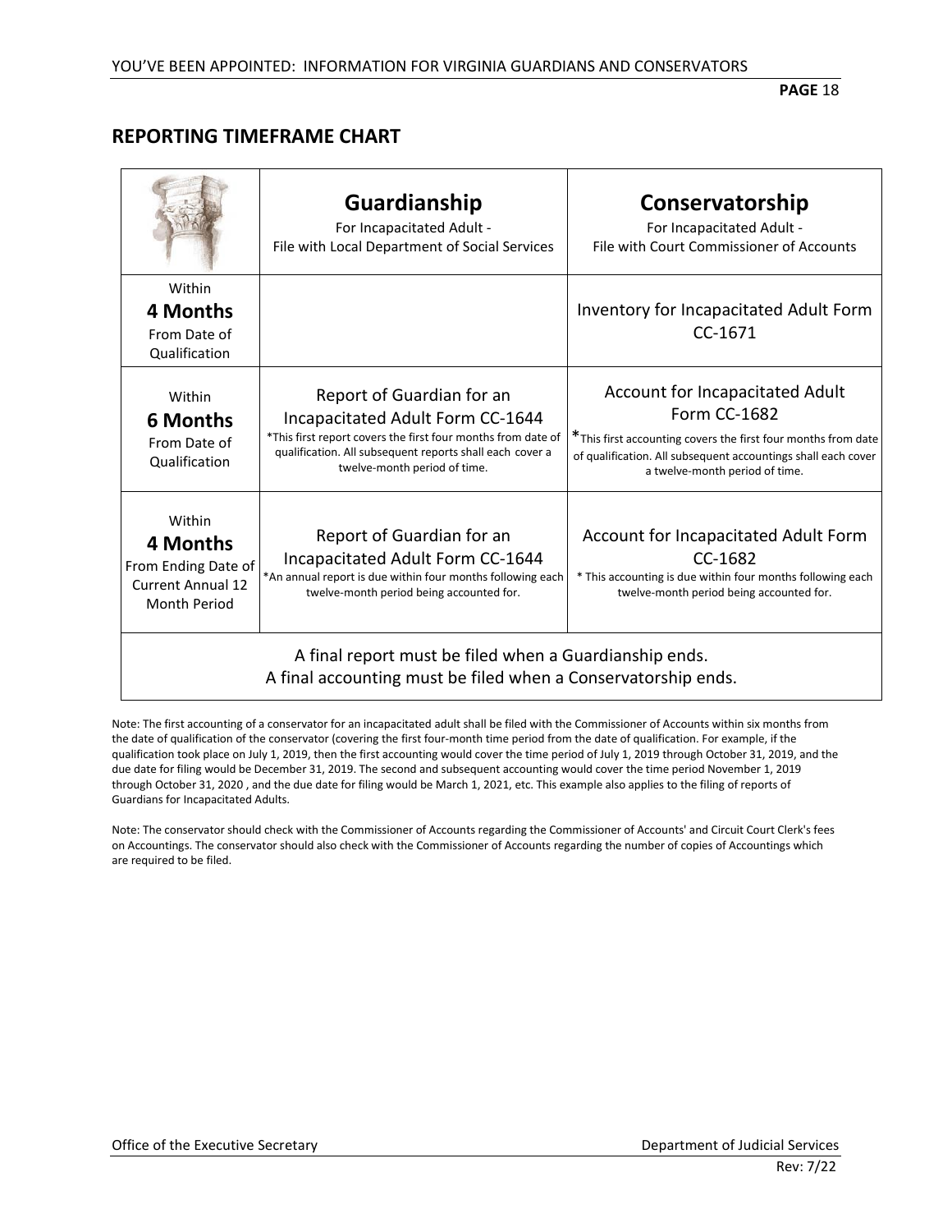## REPORTING TIMEFRAME CHART

| | Guardianship<br>For Incapacitated Adult - File with Local Department of Social Services | Conservatorship<br>For Incapacitated Adult - File with Court Commissioner of Accounts |
|---|---|---|
| Within **4 Months** From Date of Qualification | | Inventory for Incapacitated Adult Form CC-1671 |
| Within **6 Months** From Date of Qualification | Report of Guardian for an Incapacitated Adult Form CC-1644<br>*This first report covers the first four months from date of qualification. All subsequent reports shall each cover a twelve-month period of time. | Account for Incapacitated Adult Form CC-1682<br>*This first accounting covers the first four months from date of qualification. All subsequent accountings shall each cover a twelve-month period of time. |
| Within **4 Months** From Ending Date of Current Annual 12 Month Period | Report of Guardian for an Incapacitated Adult Form CC-1644<br>*An annual report is due within four months following each twelve-month period being accounted for. | Account for Incapacitated Adult Form CC-1682<br>* This accounting is due within four months following each twelve-month period being accounted for. |
| A final report must be filed when a Guardianship ends.<br>A final accounting must be filed when a Conservatorship ends. | | |

Note: The first accounting of a conservator for an incapacitated adult shall be filed with the Commissioner of Accounts within six months from the date of qualification of the conservator (covering the first four-month time period from the date of qualification. For example, if the qualification took place on July 1, 2019, then the first accounting would cover the time period of July 1, 2019 through October 31, 2019, and the due date for filing would be December 31, 2019. The second and subsequent accounting would cover the time period November 1, 2019 through October 31, 2020 , and the due date for filing would be March 1, 2021, etc. This example also applies to the filing of reports of Guardians for Incapacitated Adults.

Note: The conservator should check with the Commissioner of Accounts regarding the Commissioner of Accounts' and Circuit Court Clerk's fees on Accountings. The conservator should also check with the Commissioner of Accounts regarding the number of copies of Accountings which are required to be filed.